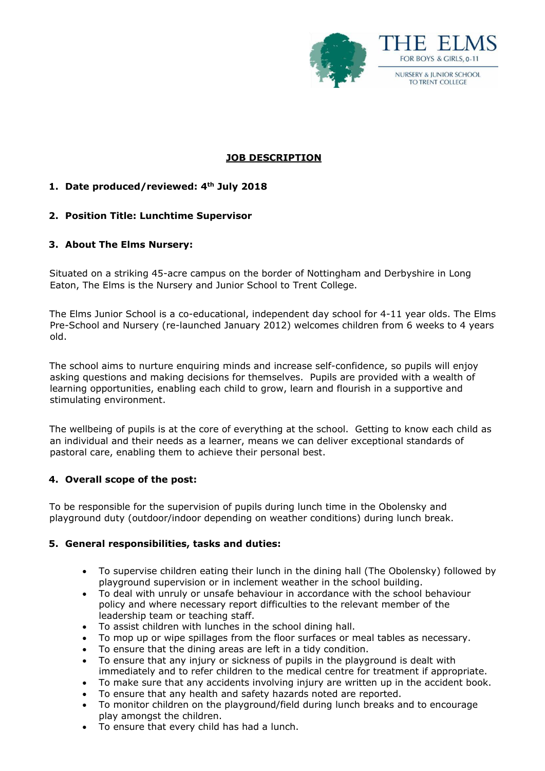THE ELMS

FOR BOYS & GIRLS, 0-11

NURSERY & JUNIOR SCHOOL TO TRENT COLLEGE

# JOB DESCRIPTION

**1. Date produced/reviewed: 4th July 2018**

**2. Position Title: Lunchtime Supervisor**

**3. About The Elms Nursery:**

Situated on a striking 45-acre campus on the border of Nottingham and Derbyshire in Long Eaton, The Elms is the Nursery and Junior School to Trent College.

The Elms Junior School is a co-educational, independent day school for 4-11 year olds. The Elms Pre-School and Nursery (re-launched January 2012) welcomes children from 6 weeks to 4 years old.

The school aims to nurture enquiring minds and increase self-confidence, so pupils will enjoy asking questions and making decisions for themselves. Pupils are provided with a wealth of learning opportunities, enabling each child to grow, learn and flourish in a supportive and stimulating environment.

The wellbeing of pupils is at the core of everything at the school. Getting to know each child as an individual and their needs as a learner, means we can deliver exceptional standards of pastoral care, enabling them to achieve their personal best.

**4. Overall scope of the post:**

To be responsible for the supervision of pupils during lunch time in the Obolensky and playground duty (outdoor/indoor depending on weather conditions) during lunch break.

**5. General responsibilities, tasks and duties:**

- To supervise children eating their lunch in the dining hall (The Obolensky) followed by playground supervision or in inclement weather in the school building.
- To deal with unruly or unsafe behaviour in accordance with the school behaviour policy and where necessary report difficulties to the relevant member of the leadership team or teaching staff.
- To assist children with lunches in the school dining hall.
- To mop up or wipe spillages from the floor surfaces or meal tables as necessary.
- To ensure that the dining areas are left in a tidy condition.
- To ensure that any injury or sickness of pupils in the playground is dealt with immediately and to refer children to the medical centre for treatment if appropriate.
- To make sure that any accidents involving injury are written up in the accident book.
- To ensure that any health and safety hazards noted are reported.
- To monitor children on the playground/field during lunch breaks and to encourage play amongst the children.
- To ensure that every child has had a lunch.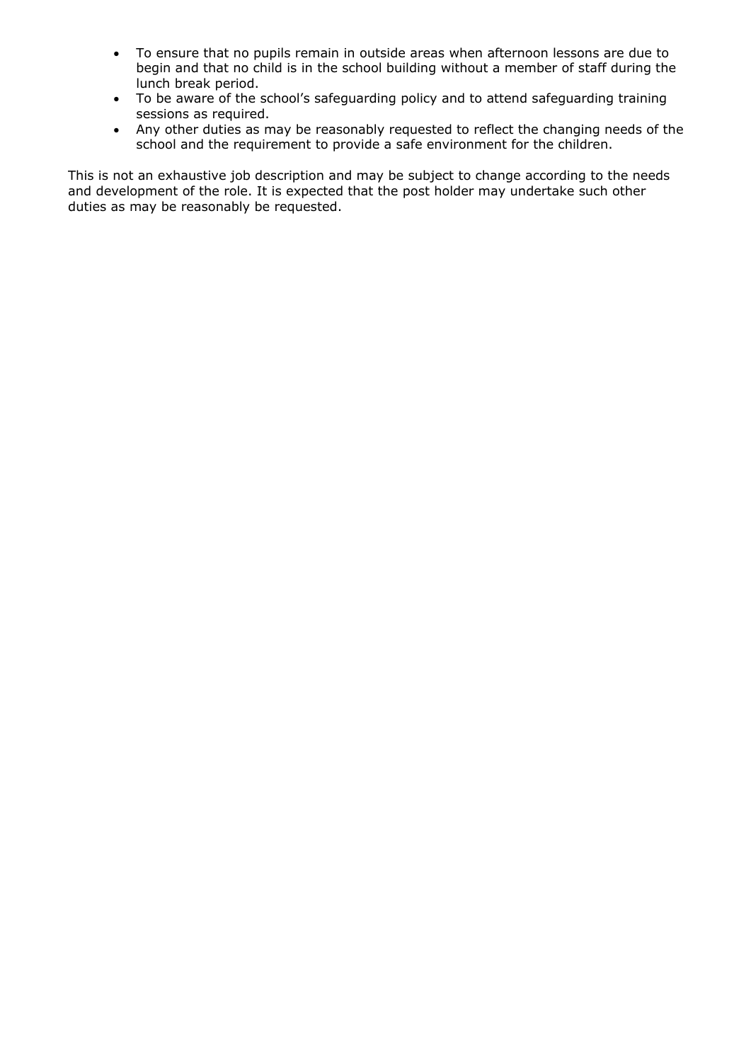- To ensure that no pupils remain in outside areas when afternoon lessons are due to begin and that no child is in the school building without a member of staff during the lunch break period.
- To be aware of the school's safeguarding policy and to attend safeguarding training sessions as required.
- Any other duties as may be reasonably requested to reflect the changing needs of the school and the requirement to provide a safe environment for the children.

This is not an exhaustive job description and may be subject to change according to the needs and development of the role. It is expected that the post holder may undertake such other duties as may be reasonably be requested.